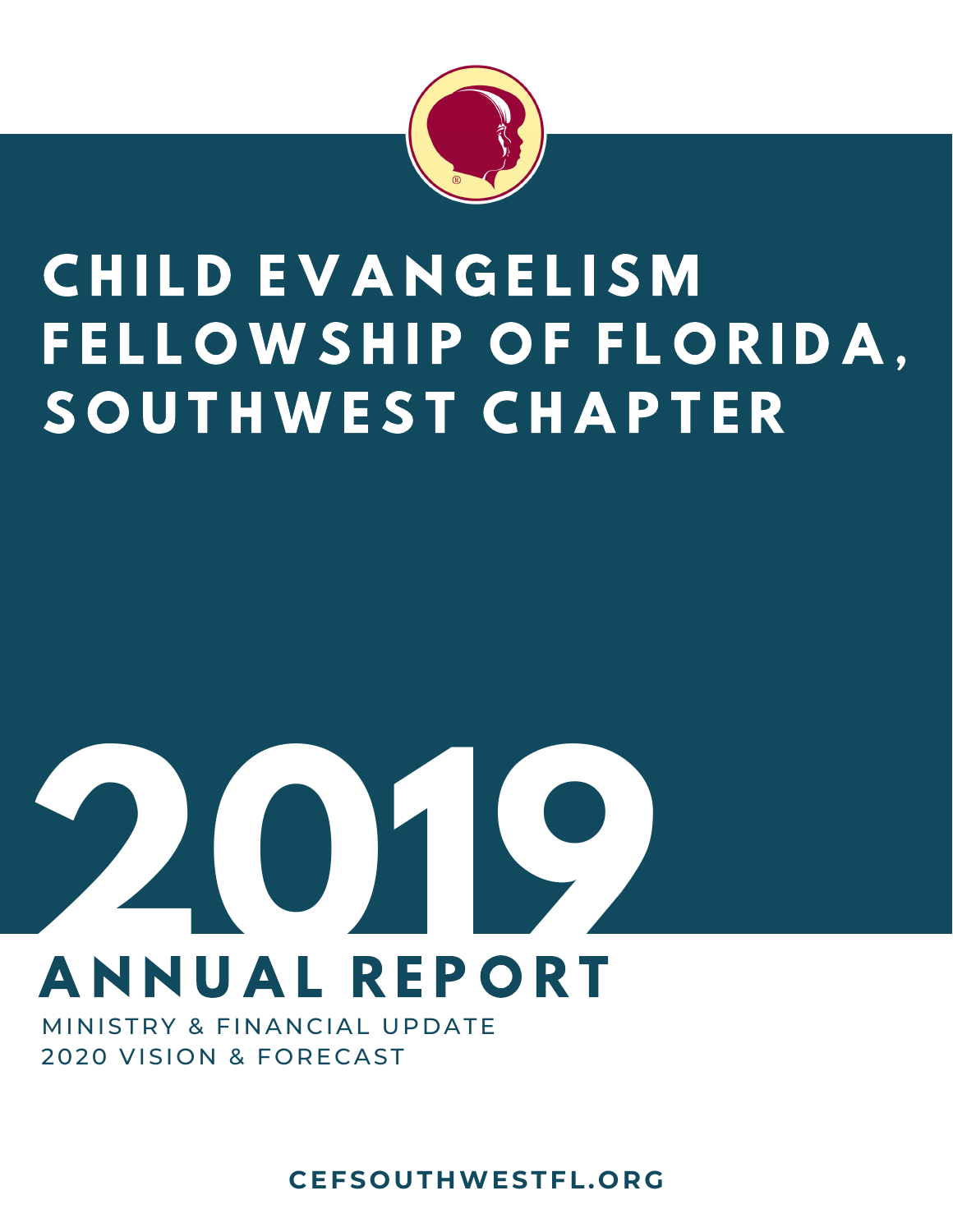# CHILD EVANGELISM FELLOWSHIP OF FLORIDA, SOUTHWEST CHAPTER

# 2019

## ANNUAL REPORT

MINISTRY & FINANCIAL UPDATE
2020 VISION & FORECAST

**CEFSOUTHWESTFL.ORG**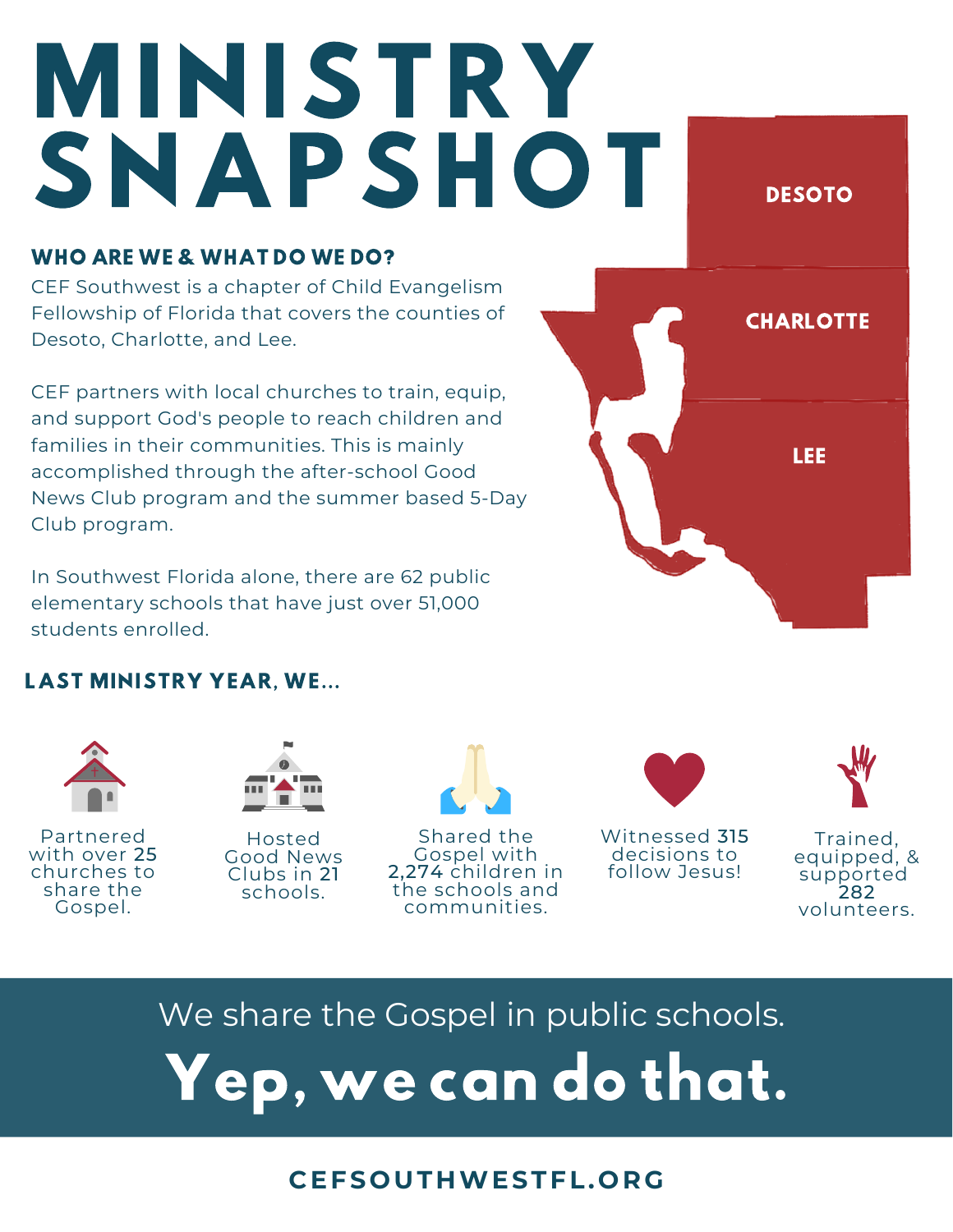# MINISTRY SNAPSHOT

DESOTO

CHARLOTTE

LEE

## WHO ARE WE & WHAT DO WE DO?

CEF Southwest is a chapter of Child Evangelism Fellowship of Florida that covers the counties of Desoto, Charlotte, and Lee.

CEF partners with local churches to train, equip, and support God's people to reach children and families in their communities. This is mainly accomplished through the after-school Good News Club program and the summer based 5-Day Club program.

In Southwest Florida alone, there are 62 public elementary schools that have just over 51,000 students enrolled.

## LAST MINISTRY YEAR, WE...

- Partnered with over **25** churches to share the Gospel.
- Hosted Good News Clubs in **21** schools.
- Shared the Gospel with **2,274** children in the schools and communities.
- Witnessed **315** decisions to follow Jesus!
- Trained, equipped, & supported **282** volunteers.

We share the Gospel in public schools.

**Yep, we can do that.**

**CEFSOUTHWESTFL.ORG**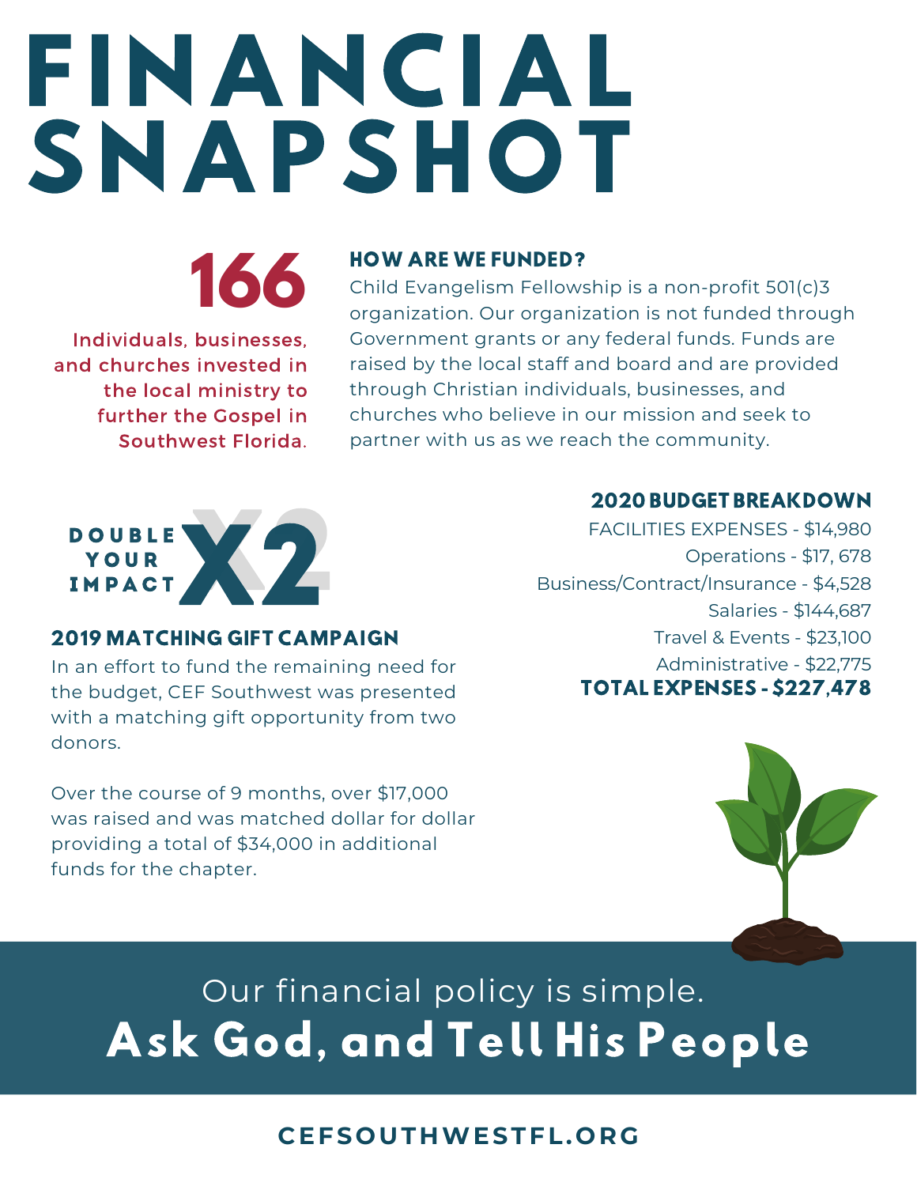# FINANCIAL SNAPSHOT

**166**

Individuals, businesses, and churches invested in the local ministry to further the Gospel in Southwest Florida.

### HOW ARE WE FUNDED?

Child Evangelism Fellowship is a non-profit 501(c)3 organization. Our organization is not funded through Government grants or any federal funds. Funds are raised by the local staff and board and are provided through Christian individuals, businesses, and churches who believe in our mission and seek to partner with us as we reach the community.

DOUBLE YOUR IMPACT X2

### 2019 MATCHING GIFT CAMPAIGN

In an effort to fund the remaining need for the budget, CEF Southwest was presented with a matching gift opportunity from two donors.

Over the course of 9 months, over $17,000 was raised and was matched dollar for dollar providing a total of $34,000 in additional funds for the chapter.

### 2020 BUDGET BREAKDOWN

FACILITIES EXPENSES - $14,980
Operations - $17, 678
Business/Contract/Insurance - $4,528
Salaries - $144,687
Travel & Events - $23,100
Administrative - $22,775
**TOTAL EXPENSES - $227,478**

Our financial policy is simple.
**Ask God, and Tell His People**

CEFSOUTHWESTFL.ORG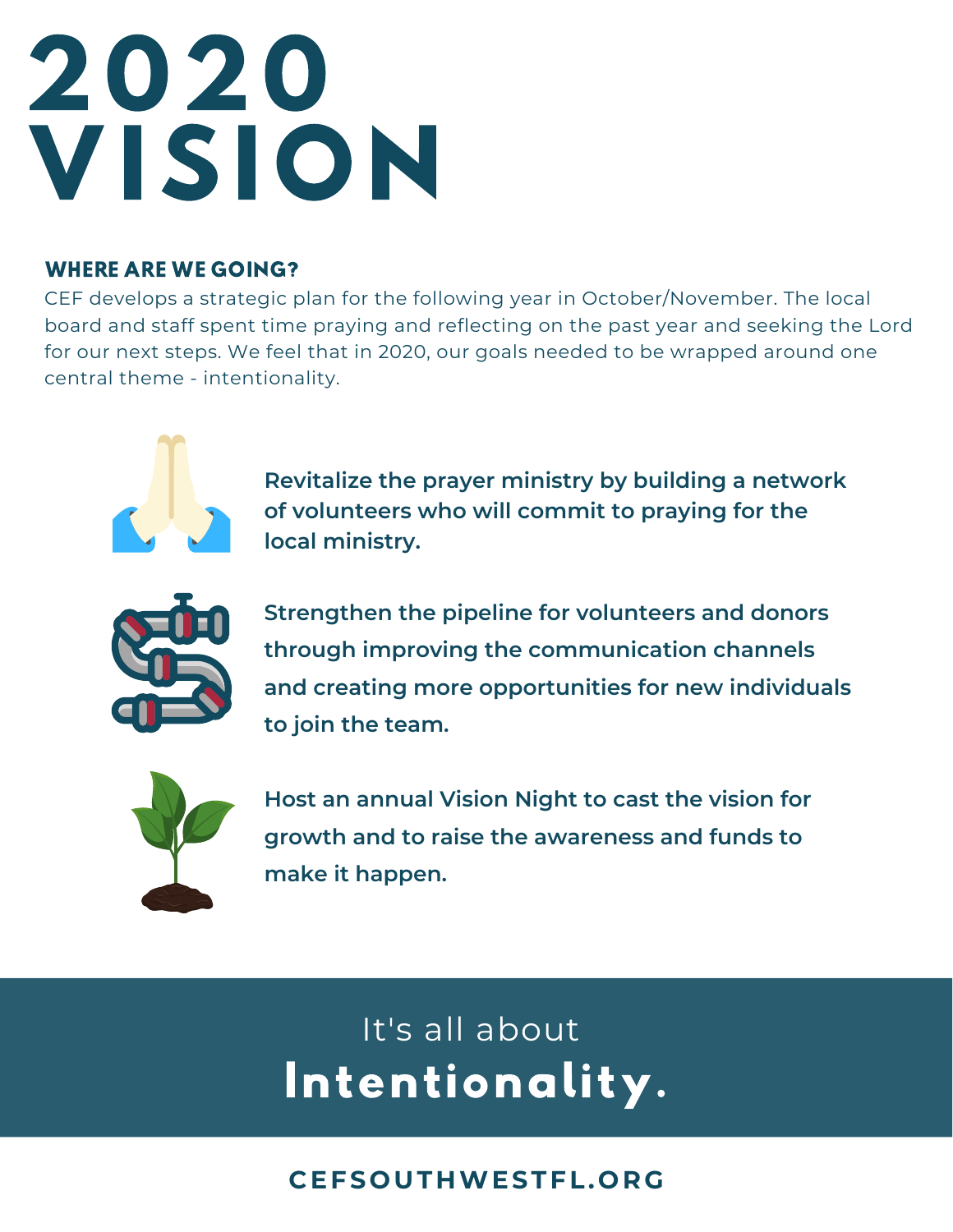# 2020 VISION

## WHERE ARE WE GOING?

CEF develops a strategic plan for the following year in October/November. The local board and staff spent time praying and reflecting on the past year and seeking the Lord for our next steps. We feel that in 2020, our goals needed to be wrapped around one central theme - intentionality.

**Revitalize the prayer ministry by building a network of volunteers who will commit to praying for the local ministry.**

**Strengthen the pipeline for volunteers and donors through improving the communication channels and creating more opportunities for new individuals to join the team.**

**Host an annual Vision Night to cast the vision for growth and to raise the awareness and funds to make it happen.**

It's all about

**Intentionality.**

CEFSOUTHWESTFL.ORG